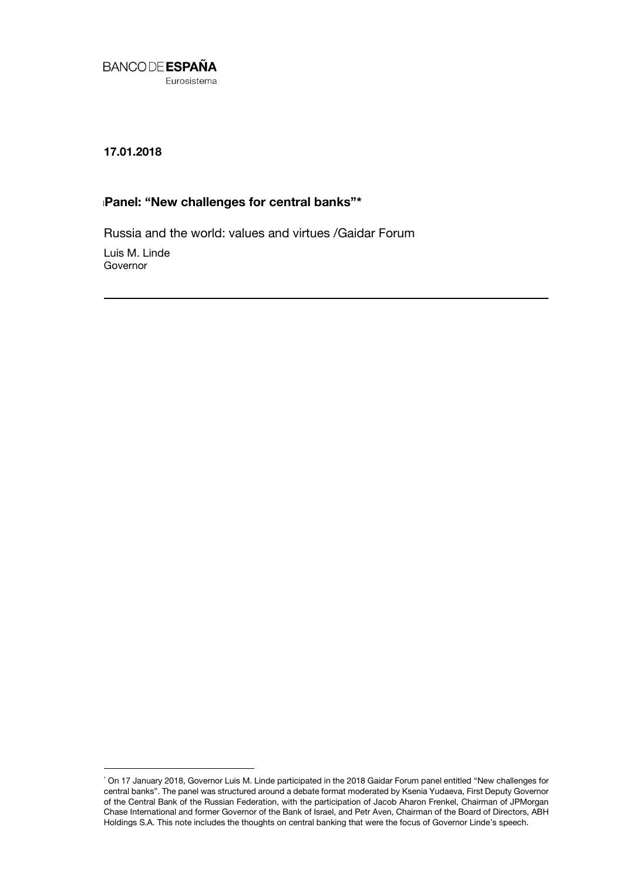BANCO DE **ESPAÑA**
Eurosistema

**17.01.2018**

## Panel: "New challenges for central banks"*

Russia and the world: values and virtues /Gaidar Forum

Luis M. Linde
Governor

---

* On 17 January 2018, Governor Luis M. Linde participated in the 2018 Gaidar Forum panel entitled "New challenges for central banks". The panel was structured around a debate format moderated by Ksenia Yudaeva, First Deputy Governor of the Central Bank of the Russian Federation, with the participation of Jacob Aharon Frenkel, Chairman of JPMorgan Chase International and former Governor of the Bank of Israel, and Petr Aven, Chairman of the Board of Directors, ABH Holdings S.A. This note includes the thoughts on central banking that were the focus of Governor Linde's speech.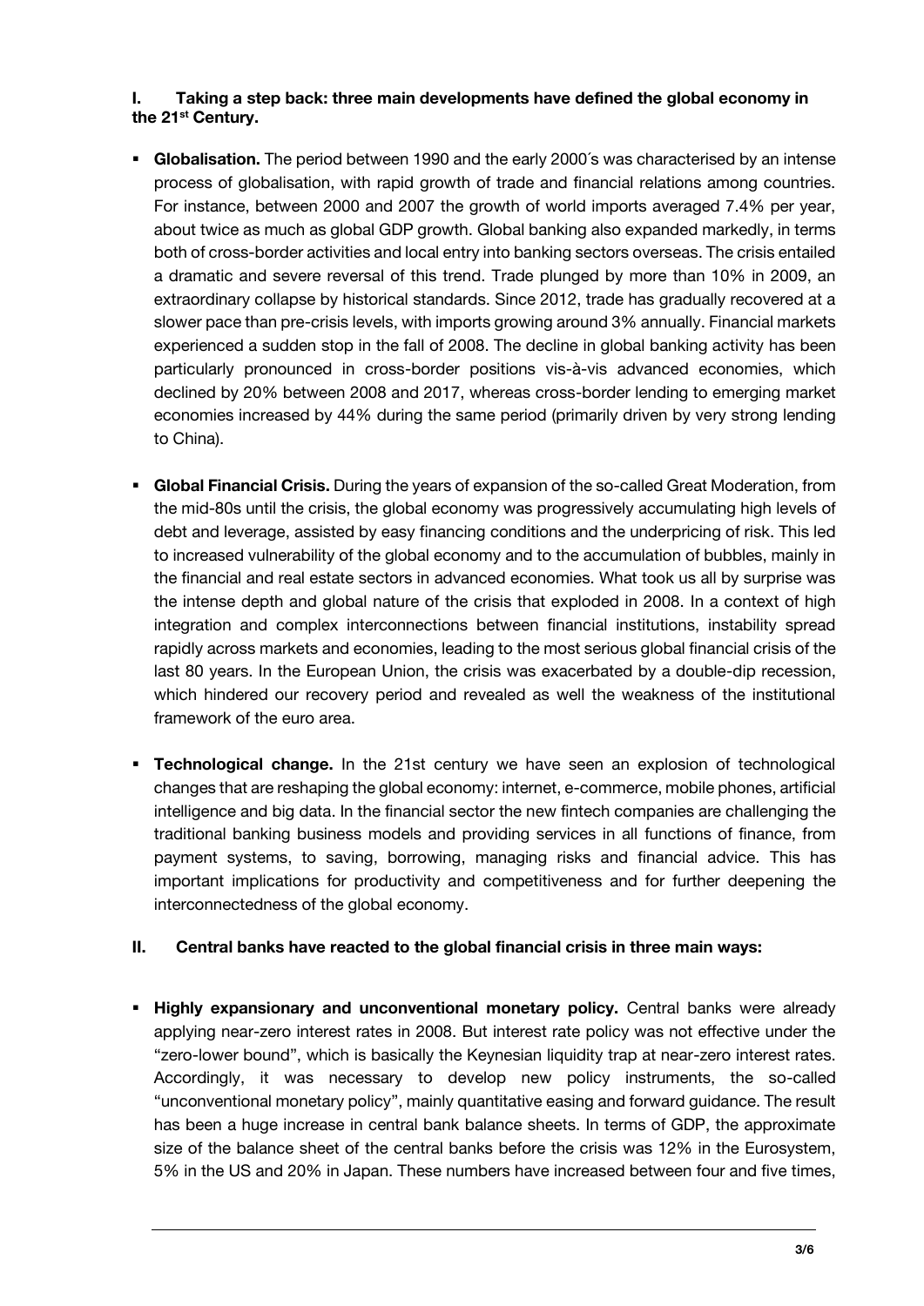## I. Taking a step back: three main developments have defined the global economy in the 21st Century.

- **Globalisation.** The period between 1990 and the early 2000´s was characterised by an intense process of globalisation, with rapid growth of trade and financial relations among countries. For instance, between 2000 and 2007 the growth of world imports averaged 7.4% per year, about twice as much as global GDP growth. Global banking also expanded markedly, in terms both of cross-border activities and local entry into banking sectors overseas. The crisis entailed a dramatic and severe reversal of this trend. Trade plunged by more than 10% in 2009, an extraordinary collapse by historical standards. Since 2012, trade has gradually recovered at a slower pace than pre-crisis levels, with imports growing around 3% annually. Financial markets experienced a sudden stop in the fall of 2008. The decline in global banking activity has been particularly pronounced in cross-border positions vis-à-vis advanced economies, which declined by 20% between 2008 and 2017, whereas cross-border lending to emerging market economies increased by 44% during the same period (primarily driven by very strong lending to China).

- **Global Financial Crisis.** During the years of expansion of the so-called Great Moderation, from the mid-80s until the crisis, the global economy was progressively accumulating high levels of debt and leverage, assisted by easy financing conditions and the underpricing of risk. This led to increased vulnerability of the global economy and to the accumulation of bubbles, mainly in the financial and real estate sectors in advanced economies. What took us all by surprise was the intense depth and global nature of the crisis that exploded in 2008. In a context of high integration and complex interconnections between financial institutions, instability spread rapidly across markets and economies, leading to the most serious global financial crisis of the last 80 years. In the European Union, the crisis was exacerbated by a double-dip recession, which hindered our recovery period and revealed as well the weakness of the institutional framework of the euro area.

- **Technological change.** In the 21st century we have seen an explosion of technological changes that are reshaping the global economy: internet, e-commerce, mobile phones, artificial intelligence and big data. In the financial sector the new fintech companies are challenging the traditional banking business models and providing services in all functions of finance, from payment systems, to saving, borrowing, managing risks and financial advice. This has important implications for productivity and competitiveness and for further deepening the interconnectedness of the global economy.

## II. Central banks have reacted to the global financial crisis in three main ways:

- **Highly expansionary and unconventional monetary policy.** Central banks were already applying near-zero interest rates in 2008. But interest rate policy was not effective under the "zero-lower bound", which is basically the Keynesian liquidity trap at near-zero interest rates. Accordingly, it was necessary to develop new policy instruments, the so-called "unconventional monetary policy", mainly quantitative easing and forward guidance. The result has been a huge increase in central bank balance sheets. In terms of GDP, the approximate size of the balance sheet of the central banks before the crisis was 12% in the Eurosystem, 5% in the US and 20% in Japan. These numbers have increased between four and five times,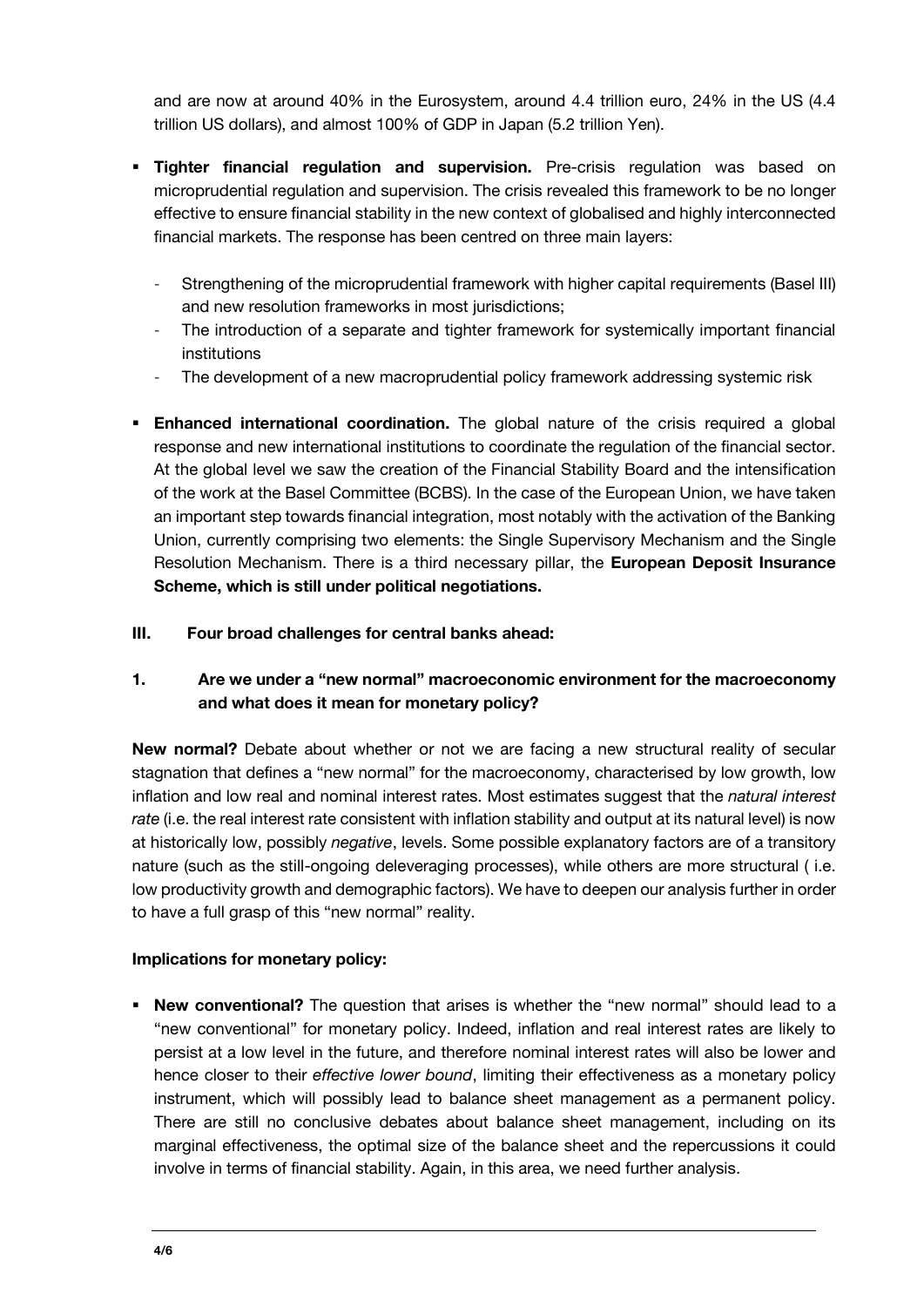and are now at around 40% in the Eurosystem, around 4.4 trillion euro, 24% in the US (4.4 trillion US dollars), and almost 100% of GDP in Japan (5.2 trillion Yen).

- **Tighter financial regulation and supervision.** Pre-crisis regulation was based on microprudential regulation and supervision. The crisis revealed this framework to be no longer effective to ensure financial stability in the new context of globalised and highly interconnected financial markets. The response has been centred on three main layers:
  - Strengthening of the microprudential framework with higher capital requirements (Basel III) and new resolution frameworks in most jurisdictions;
  - The introduction of a separate and tighter framework for systemically important financial institutions
  - The development of a new macroprudential policy framework addressing systemic risk
- **Enhanced international coordination.** The global nature of the crisis required a global response and new international institutions to coordinate the regulation of the financial sector. At the global level we saw the creation of the Financial Stability Board and the intensification of the work at the Basel Committee (BCBS). In the case of the European Union, we have taken an important step towards financial integration, most notably with the activation of the Banking Union, currently comprising two elements: the Single Supervisory Mechanism and the Single Resolution Mechanism. There is a third necessary pillar, the **European Deposit Insurance Scheme, which is still under political negotiations.**

## III. Four broad challenges for central banks ahead:

### 1. Are we under a "new normal" macroeconomic environment for the macroeconomy and what does it mean for monetary policy?

**New normal?** Debate about whether or not we are facing a new structural reality of secular stagnation that defines a "new normal" for the macroeconomy, characterised by low growth, low inflation and low real and nominal interest rates. Most estimates suggest that the *natural interest rate* (i.e. the real interest rate consistent with inflation stability and output at its natural level) is now at historically low, possibly *negative*, levels. Some possible explanatory factors are of a transitory nature (such as the still-ongoing deleveraging processes), while others are more structural ( i.e. low productivity growth and demographic factors). We have to deepen our analysis further in order to have a full grasp of this "new normal" reality.

**Implications for monetary policy:**

- **New conventional?** The question that arises is whether the "new normal" should lead to a "new conventional" for monetary policy. Indeed, inflation and real interest rates are likely to persist at a low level in the future, and therefore nominal interest rates will also be lower and hence closer to their *effective lower bound*, limiting their effectiveness as a monetary policy instrument, which will possibly lead to balance sheet management as a permanent policy. There are still no conclusive debates about balance sheet management, including on its marginal effectiveness, the optimal size of the balance sheet and the repercussions it could involve in terms of financial stability. Again, in this area, we need further analysis.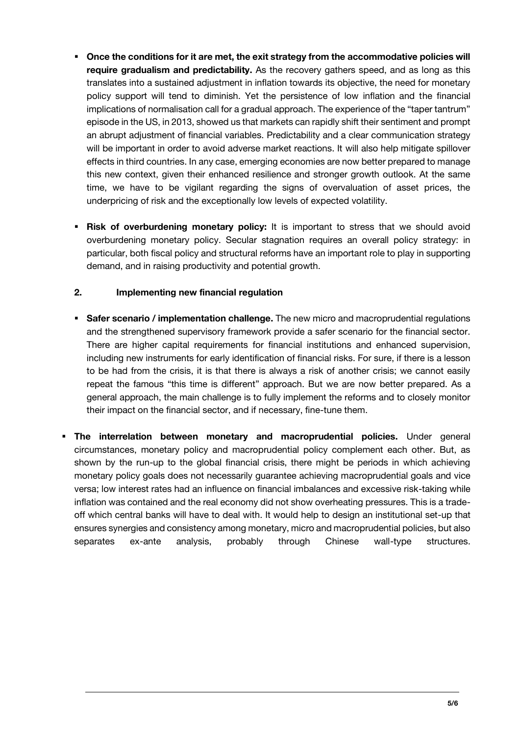- **Once the conditions for it are met, the exit strategy from the accommodative policies will require gradualism and predictability.** As the recovery gathers speed, and as long as this translates into a sustained adjustment in inflation towards its objective, the need for monetary policy support will tend to diminish. Yet the persistence of low inflation and the financial implications of normalisation call for a gradual approach. The experience of the "taper tantrum" episode in the US, in 2013, showed us that markets can rapidly shift their sentiment and prompt an abrupt adjustment of financial variables. Predictability and a clear communication strategy will be important in order to avoid adverse market reactions. It will also help mitigate spillover effects in third countries. In any case, emerging economies are now better prepared to manage this new context, given their enhanced resilience and stronger growth outlook. At the same time, we have to be vigilant regarding the signs of overvaluation of asset prices, the underpricing of risk and the exceptionally low levels of expected volatility.

- **Risk of overburdening monetary policy:** It is important to stress that we should avoid overburdening monetary policy. Secular stagnation requires an overall policy strategy: in particular, both fiscal policy and structural reforms have an important role to play in supporting demand, and in raising productivity and potential growth.

## 2. Implementing new financial regulation

- **Safer scenario / implementation challenge.** The new micro and macroprudential regulations and the strengthened supervisory framework provide a safer scenario for the financial sector. There are higher capital requirements for financial institutions and enhanced supervision, including new instruments for early identification of financial risks. For sure, if there is a lesson to be had from the crisis, it is that there is always a risk of another crisis; we cannot easily repeat the famous "this time is different" approach. But we are now better prepared. As a general approach, the main challenge is to fully implement the reforms and to closely monitor their impact on the financial sector, and if necessary, fine-tune them.

- **The interrelation between monetary and macroprudential policies.** Under general circumstances, monetary policy and macroprudential policy complement each other. But, as shown by the run-up to the global financial crisis, there might be periods in which achieving monetary policy goals does not necessarily guarantee achieving macroprudential goals and vice versa; low interest rates had an influence on financial imbalances and excessive risk-taking while inflation was contained and the real economy did not show overheating pressures. This is a trade-off which central banks will have to deal with. It would help to design an institutional set-up that ensures synergies and consistency among monetary, micro and macroprudential policies, but also separates ex-ante analysis, probably through Chinese wall-type structures.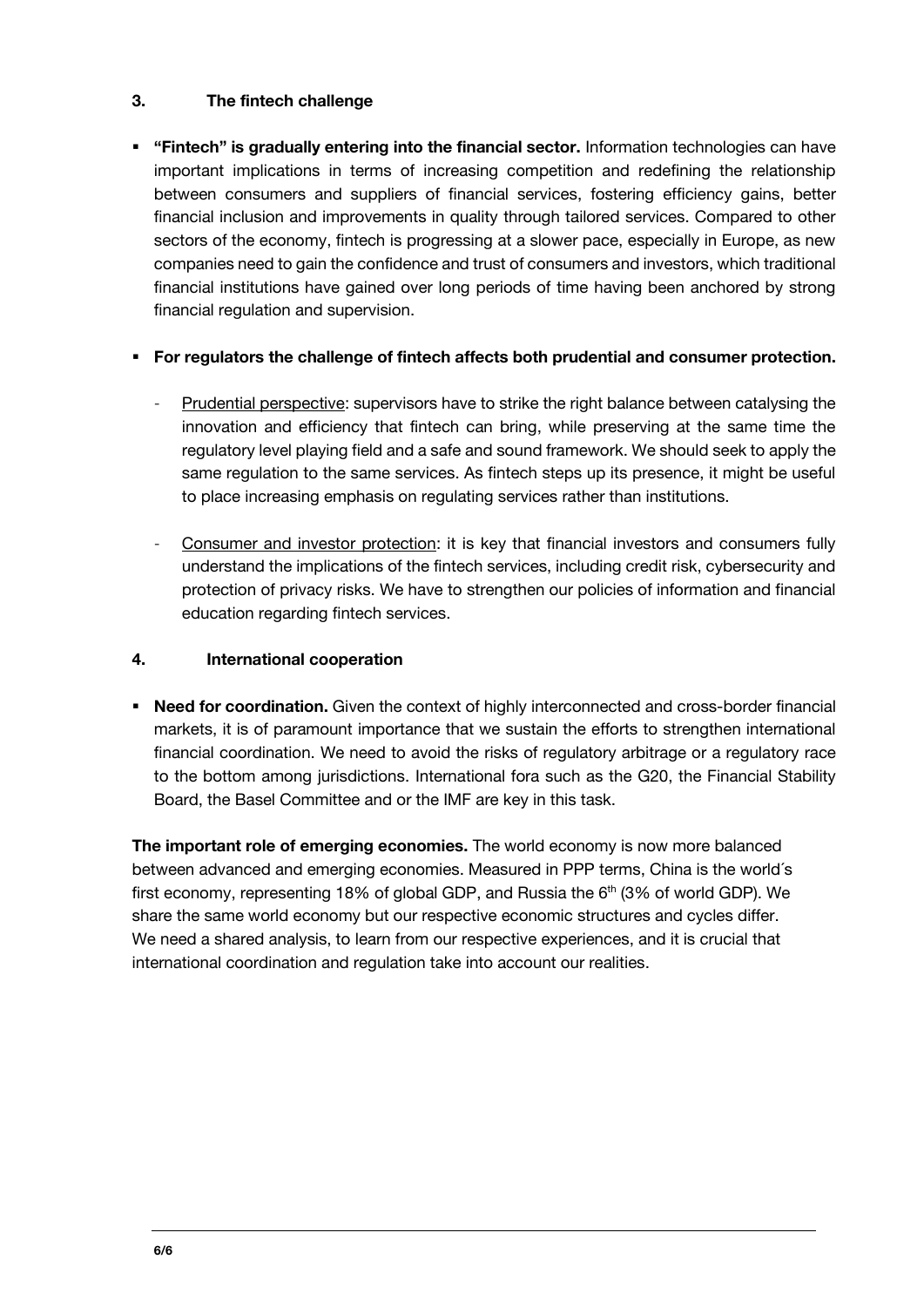## 3. The fintech challenge

- **"Fintech" is gradually entering into the financial sector.** Information technologies can have important implications in terms of increasing competition and redefining the relationship between consumers and suppliers of financial services, fostering efficiency gains, better financial inclusion and improvements in quality through tailored services. Compared to other sectors of the economy, fintech is progressing at a slower pace, especially in Europe, as new companies need to gain the confidence and trust of consumers and investors, which traditional financial institutions have gained over long periods of time having been anchored by strong financial regulation and supervision.

- **For regulators the challenge of fintech affects both prudential and consumer protection.**

  - Prudential perspective: supervisors have to strike the right balance between catalysing the innovation and efficiency that fintech can bring, while preserving at the same time the regulatory level playing field and a safe and sound framework. We should seek to apply the same regulation to the same services. As fintech steps up its presence, it might be useful to place increasing emphasis on regulating services rather than institutions.

  - Consumer and investor protection: it is key that financial investors and consumers fully understand the implications of the fintech services, including credit risk, cybersecurity and protection of privacy risks. We have to strengthen our policies of information and financial education regarding fintech services.

## 4. International cooperation

- **Need for coordination.** Given the context of highly interconnected and cross-border financial markets, it is of paramount importance that we sustain the efforts to strengthen international financial coordination. We need to avoid the risks of regulatory arbitrage or a regulatory race to the bottom among jurisdictions. International fora such as the G20, the Financial Stability Board, the Basel Committee and or the IMF are key in this task.

**The important role of emerging economies.** The world economy is now more balanced between advanced and emerging economies. Measured in PPP terms, China is the world´s first economy, representing 18% of global GDP, and Russia the 6th (3% of world GDP). We share the same world economy but our respective economic structures and cycles differ. We need a shared analysis, to learn from our respective experiences, and it is crucial that international coordination and regulation take into account our realities.